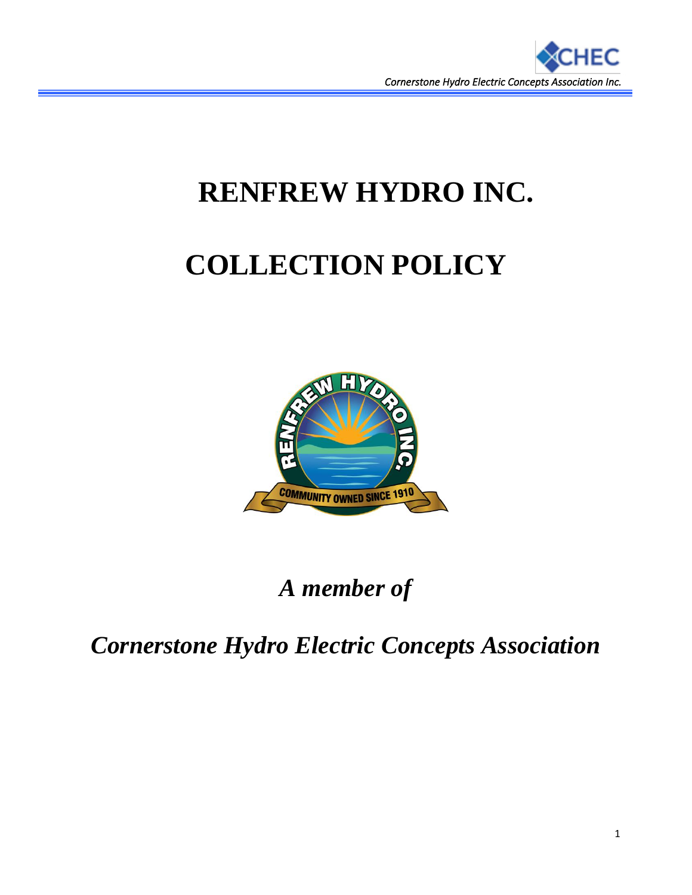# RENFREW HYDRO INC.

# COLLECTION POLICY

***A member of***

***Cornerstone Hydro Electric Concepts Association***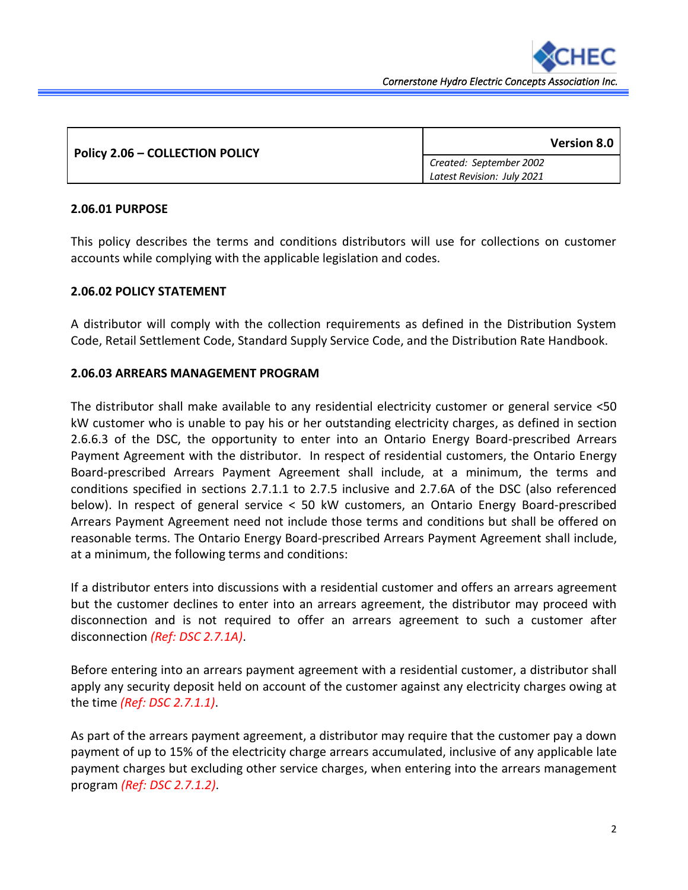| Policy 2.06 – COLLECTION POLICY | Version 8.0 |
|---|---|
| | *Created: September 2002* *Latest Revision: July 2021* |

### 2.06.01 PURPOSE

This policy describes the terms and conditions distributors will use for collections on customer accounts while complying with the applicable legislation and codes.

### 2.06.02 POLICY STATEMENT

A distributor will comply with the collection requirements as defined in the Distribution System Code, Retail Settlement Code, Standard Supply Service Code, and the Distribution Rate Handbook.

### 2.06.03 ARREARS MANAGEMENT PROGRAM

The distributor shall make available to any residential electricity customer or general service <50 kW customer who is unable to pay his or her outstanding electricity charges, as defined in section 2.6.6.3 of the DSC, the opportunity to enter into an Ontario Energy Board-prescribed Arrears Payment Agreement with the distributor. In respect of residential customers, the Ontario Energy Board-prescribed Arrears Payment Agreement shall include, at a minimum, the terms and conditions specified in sections 2.7.1.1 to 2.7.5 inclusive and 2.7.6A of the DSC (also referenced below). In respect of general service < 50 kW customers, an Ontario Energy Board-prescribed Arrears Payment Agreement need not include those terms and conditions but shall be offered on reasonable terms. The Ontario Energy Board-prescribed Arrears Payment Agreement shall include, at a minimum, the following terms and conditions:

If a distributor enters into discussions with a residential customer and offers an arrears agreement but the customer declines to enter into an arrears agreement, the distributor may proceed with disconnection and is not required to offer an arrears agreement to such a customer after disconnection *(Ref: DSC 2.7.1A)*.

Before entering into an arrears payment agreement with a residential customer, a distributor shall apply any security deposit held on account of the customer against any electricity charges owing at the time *(Ref: DSC 2.7.1.1)*.

As part of the arrears payment agreement, a distributor may require that the customer pay a down payment of up to 15% of the electricity charge arrears accumulated, inclusive of any applicable late payment charges but excluding other service charges, when entering into the arrears management program *(Ref: DSC 2.7.1.2)*.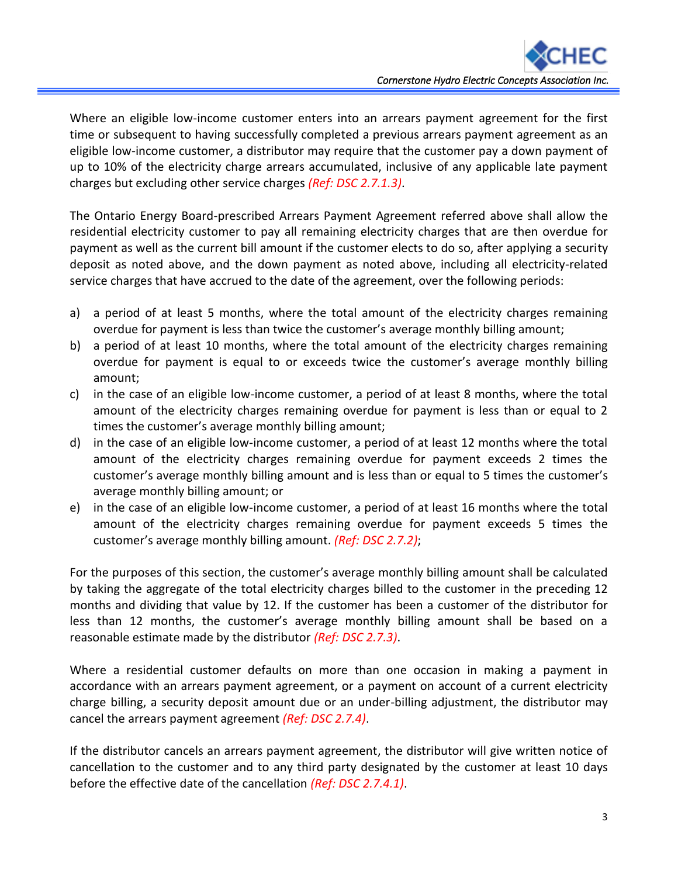Where an eligible low-income customer enters into an arrears payment agreement for the first time or subsequent to having successfully completed a previous arrears payment agreement as an eligible low-income customer, a distributor may require that the customer pay a down payment of up to 10% of the electricity charge arrears accumulated, inclusive of any applicable late payment charges but excluding other service charges *(Ref: DSC 2.7.1.3)*.

The Ontario Energy Board-prescribed Arrears Payment Agreement referred above shall allow the residential electricity customer to pay all remaining electricity charges that are then overdue for payment as well as the current bill amount if the customer elects to do so, after applying a security deposit as noted above, and the down payment as noted above, including all electricity-related service charges that have accrued to the date of the agreement, over the following periods:

a) a period of at least 5 months, where the total amount of the electricity charges remaining overdue for payment is less than twice the customer's average monthly billing amount;
b) a period of at least 10 months, where the total amount of the electricity charges remaining overdue for payment is equal to or exceeds twice the customer's average monthly billing amount;
c) in the case of an eligible low-income customer, a period of at least 8 months, where the total amount of the electricity charges remaining overdue for payment is less than or equal to 2 times the customer's average monthly billing amount;
d) in the case of an eligible low-income customer, a period of at least 12 months where the total amount of the electricity charges remaining overdue for payment exceeds 2 times the customer's average monthly billing amount and is less than or equal to 5 times the customer's average monthly billing amount; or
e) in the case of an eligible low-income customer, a period of at least 16 months where the total amount of the electricity charges remaining overdue for payment exceeds 5 times the customer's average monthly billing amount. *(Ref: DSC 2.7.2)*;

For the purposes of this section, the customer's average monthly billing amount shall be calculated by taking the aggregate of the total electricity charges billed to the customer in the preceding 12 months and dividing that value by 12. If the customer has been a customer of the distributor for less than 12 months, the customer's average monthly billing amount shall be based on a reasonable estimate made by the distributor *(Ref: DSC 2.7.3)*.

Where a residential customer defaults on more than one occasion in making a payment in accordance with an arrears payment agreement, or a payment on account of a current electricity charge billing, a security deposit amount due or an under-billing adjustment, the distributor may cancel the arrears payment agreement *(Ref: DSC 2.7.4)*.

If the distributor cancels an arrears payment agreement, the distributor will give written notice of cancellation to the customer and to any third party designated by the customer at least 10 days before the effective date of the cancellation *(Ref: DSC 2.7.4.1)*.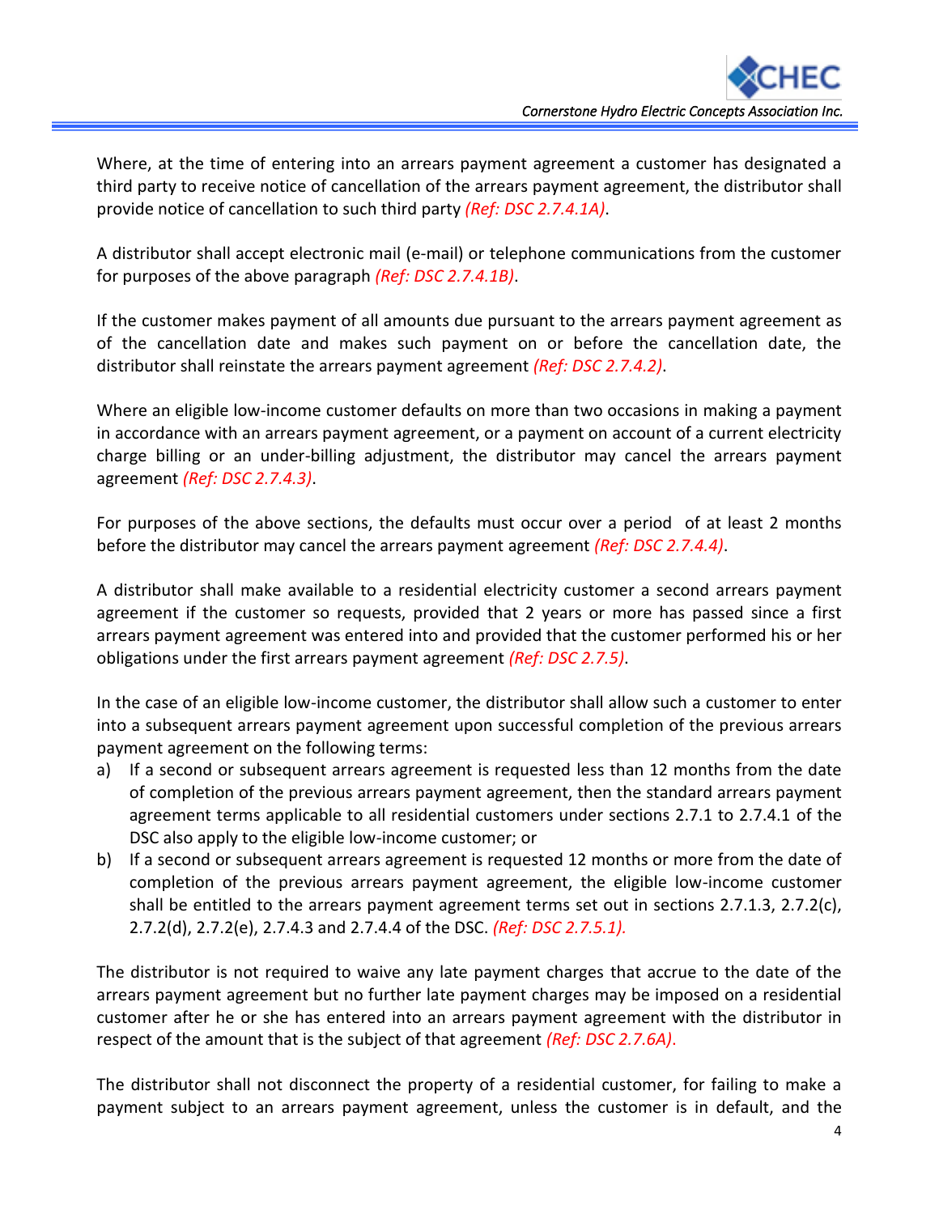Where, at the time of entering into an arrears payment agreement a customer has designated a third party to receive notice of cancellation of the arrears payment agreement, the distributor shall provide notice of cancellation to such third party *(Ref: DSC 2.7.4.1A)*.

A distributor shall accept electronic mail (e-mail) or telephone communications from the customer for purposes of the above paragraph *(Ref: DSC 2.7.4.1B)*.

If the customer makes payment of all amounts due pursuant to the arrears payment agreement as of the cancellation date and makes such payment on or before the cancellation date, the distributor shall reinstate the arrears payment agreement *(Ref: DSC 2.7.4.2)*.

Where an eligible low-income customer defaults on more than two occasions in making a payment in accordance with an arrears payment agreement, or a payment on account of a current electricity charge billing or an under-billing adjustment, the distributor may cancel the arrears payment agreement *(Ref: DSC 2.7.4.3)*.

For purposes of the above sections, the defaults must occur over a period of at least 2 months before the distributor may cancel the arrears payment agreement *(Ref: DSC 2.7.4.4)*.

A distributor shall make available to a residential electricity customer a second arrears payment agreement if the customer so requests, provided that 2 years or more has passed since a first arrears payment agreement was entered into and provided that the customer performed his or her obligations under the first arrears payment agreement *(Ref: DSC 2.7.5)*.

In the case of an eligible low-income customer, the distributor shall allow such a customer to enter into a subsequent arrears payment agreement upon successful completion of the previous arrears payment agreement on the following terms:

a) If a second or subsequent arrears agreement is requested less than 12 months from the date of completion of the previous arrears payment agreement, then the standard arrears payment agreement terms applicable to all residential customers under sections 2.7.1 to 2.7.4.1 of the DSC also apply to the eligible low-income customer; or
b) If a second or subsequent arrears agreement is requested 12 months or more from the date of completion of the previous arrears payment agreement, the eligible low-income customer shall be entitled to the arrears payment agreement terms set out in sections 2.7.1.3, 2.7.2(c), 2.7.2(d), 2.7.2(e), 2.7.4.3 and 2.7.4.4 of the DSC. *(Ref: DSC 2.7.5.1).*

The distributor is not required to waive any late payment charges that accrue to the date of the arrears payment agreement but no further late payment charges may be imposed on a residential customer after he or she has entered into an arrears payment agreement with the distributor in respect of the amount that is the subject of that agreement *(Ref: DSC 2.7.6A).*

The distributor shall not disconnect the property of a residential customer, for failing to make a payment subject to an arrears payment agreement, unless the customer is in default, and the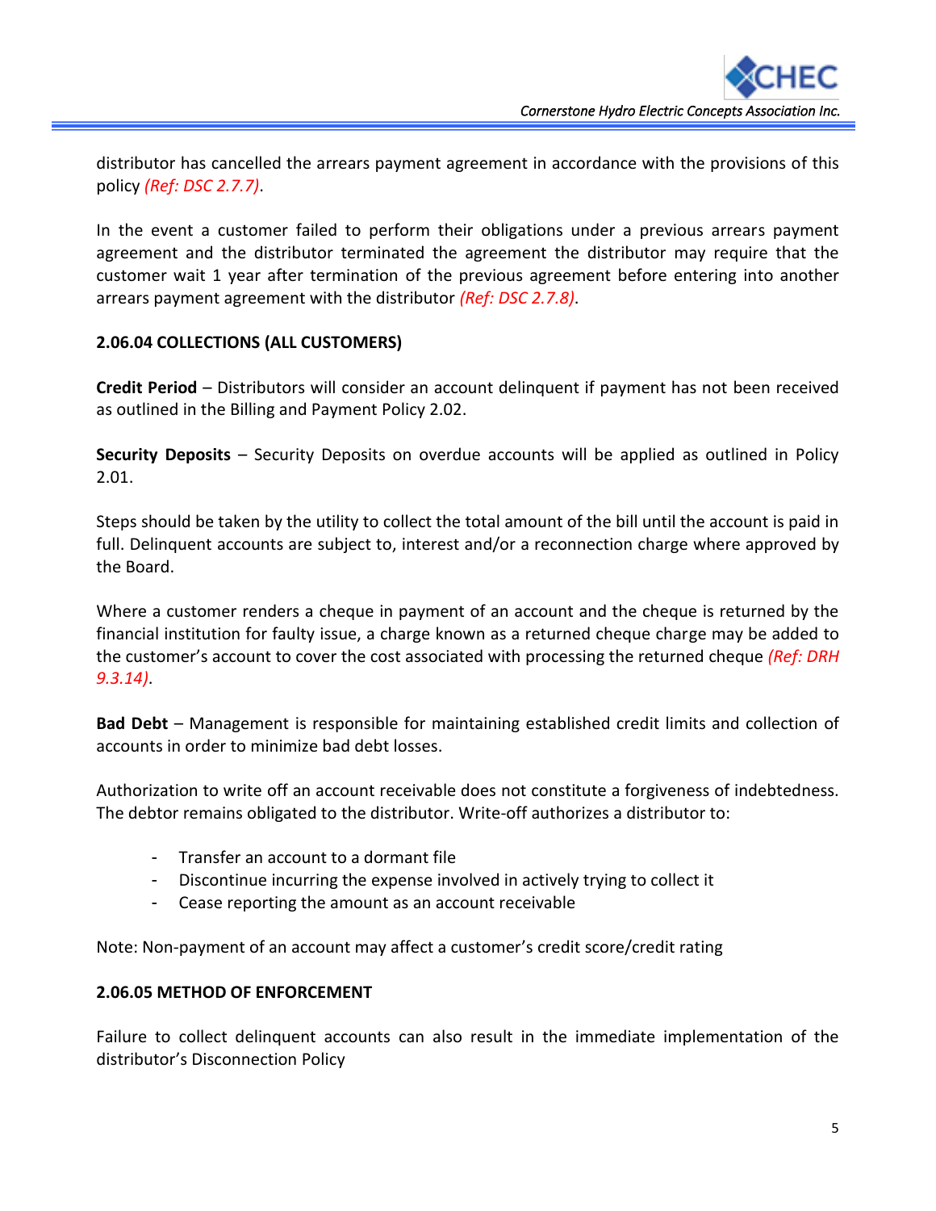distributor has cancelled the arrears payment agreement in accordance with the provisions of this policy *(Ref: DSC 2.7.7)*.

In the event a customer failed to perform their obligations under a previous arrears payment agreement and the distributor terminated the agreement the distributor may require that the customer wait 1 year after termination of the previous agreement before entering into another arrears payment agreement with the distributor *(Ref: DSC 2.7.8)*.

### 2.06.04 COLLECTIONS (ALL CUSTOMERS)

**Credit Period** – Distributors will consider an account delinquent if payment has not been received as outlined in the Billing and Payment Policy 2.02.

**Security Deposits** – Security Deposits on overdue accounts will be applied as outlined in Policy 2.01.

Steps should be taken by the utility to collect the total amount of the bill until the account is paid in full. Delinquent accounts are subject to, interest and/or a reconnection charge where approved by the Board.

Where a customer renders a cheque in payment of an account and the cheque is returned by the financial institution for faulty issue, a charge known as a returned cheque charge may be added to the customer's account to cover the cost associated with processing the returned cheque *(Ref: DRH 9.3.14)*.

**Bad Debt** – Management is responsible for maintaining established credit limits and collection of accounts in order to minimize bad debt losses.

Authorization to write off an account receivable does not constitute a forgiveness of indebtedness. The debtor remains obligated to the distributor. Write-off authorizes a distributor to:

- Transfer an account to a dormant file
- Discontinue incurring the expense involved in actively trying to collect it
- Cease reporting the amount as an account receivable

Note: Non-payment of an account may affect a customer's credit score/credit rating

### 2.06.05 METHOD OF ENFORCEMENT

Failure to collect delinquent accounts can also result in the immediate implementation of the distributor's Disconnection Policy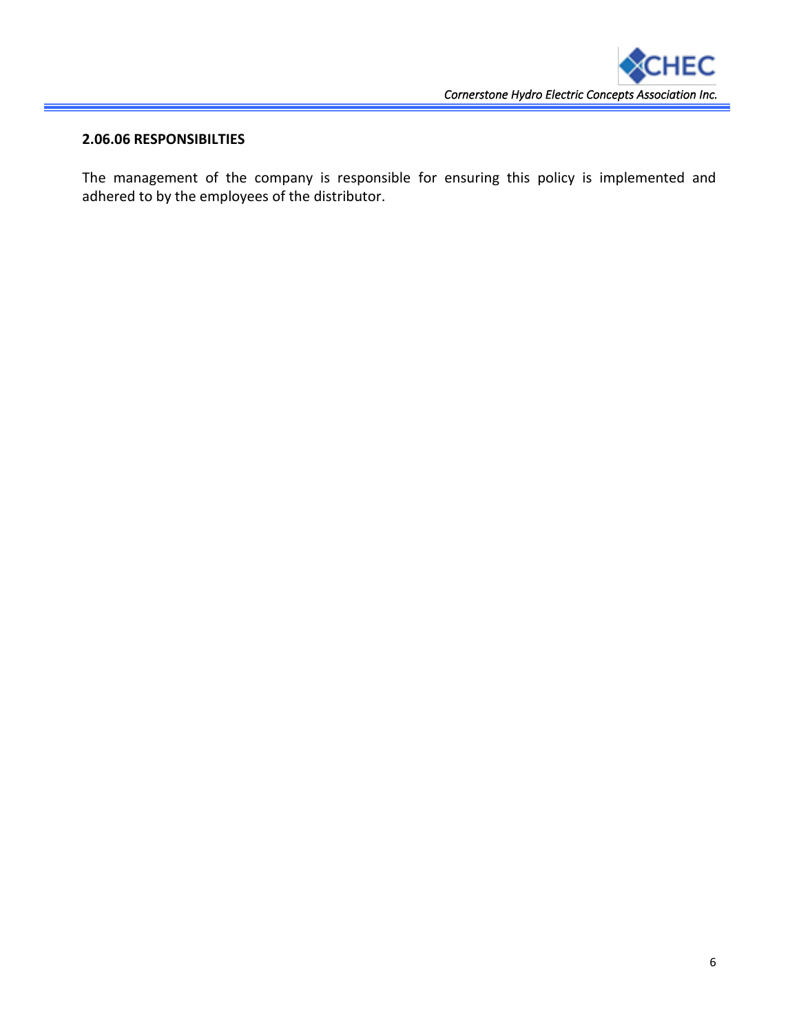### 2.06.06 RESPONSIBILTIES

The management of the company is responsible for ensuring this policy is implemented and adhered to by the employees of the distributor.